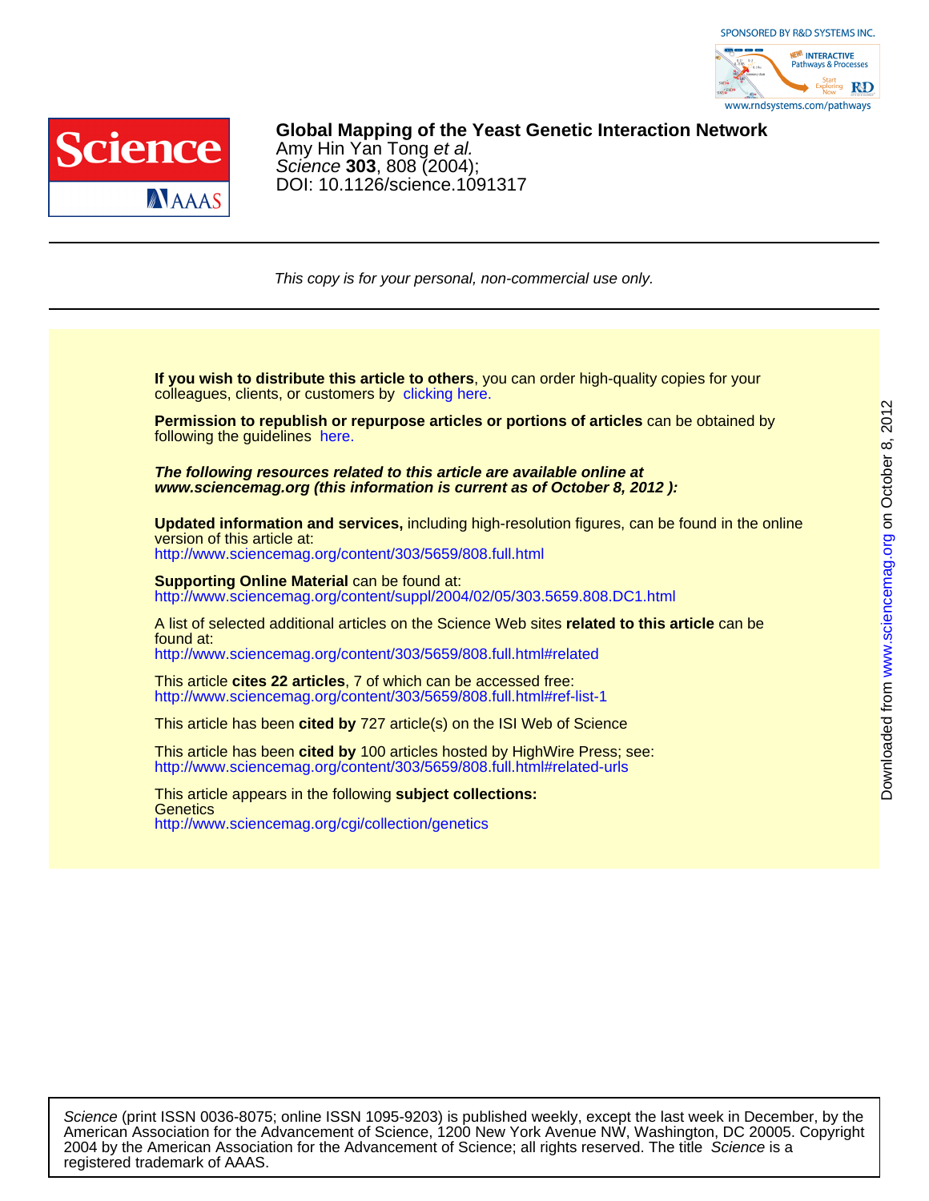**Global Mapping of the Yeast Genetic Interaction Network**
Amy Hin Yan Tong *et al.*
*Science* **303**, 808 (2004);
DOI: 10.1126/science.1091317

*This copy is for your personal, non-commercial use only.*

**If you wish to distribute this article to others**, you can order high-quality copies for your colleagues, clients, or customers by clicking here.

**Permission to republish or repurpose articles or portions of articles** can be obtained by following the guidelines here.

***The following resources related to this article are available online at www.sciencemag.org (this information is current as of October 8, 2012 ):***

**Updated information and services,** including high-resolution figures, can be found in the online version of this article at:
http://www.sciencemag.org/content/303/5659/808.full.html

**Supporting Online Material** can be found at:
http://www.sciencemag.org/content/suppl/2004/02/05/303.5659.808.DC1.html

A list of selected additional articles on the Science Web sites **related to this article** can be found at:
http://www.sciencemag.org/content/303/5659/808.full.html#related

This article **cites 22 articles**, 7 of which can be accessed free:
http://www.sciencemag.org/content/303/5659/808.full.html#ref-list-1

This article has been **cited by** 727 article(s) on the ISI Web of Science

This article has been **cited by** 100 articles hosted by HighWire Press; see:
http://www.sciencemag.org/content/303/5659/808.full.html#related-urls

This article appears in the following **subject collections:**
Genetics
http://www.sciencemag.org/cgi/collection/genetics

*Science* (print ISSN 0036-8075; online ISSN 1095-9203) is published weekly, except the last week in December, by the American Association for the Advancement of Science, 1200 New York Avenue NW, Washington, DC 20005. Copyright 2004 by the American Association for the Advancement of Science; all rights reserved. The title *Science* is a registered trademark of AAAS.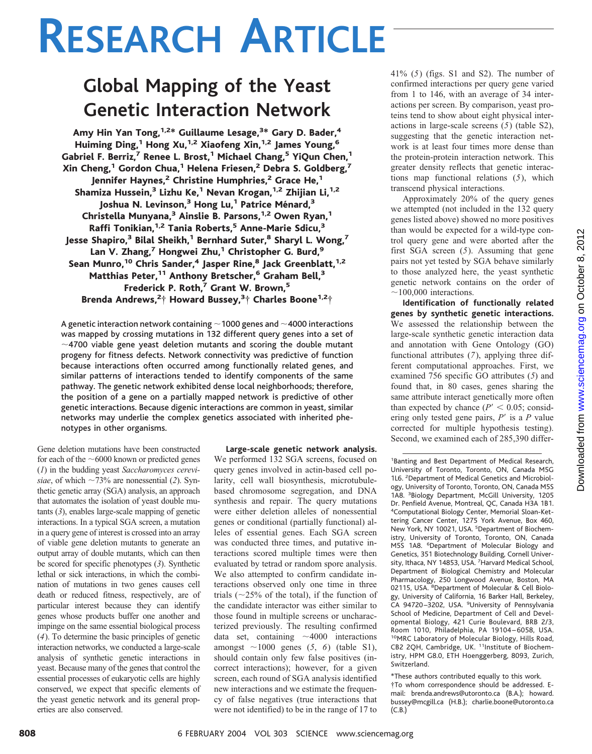# RESEARCH ARTICLE

# Global Mapping of the Yeast Genetic Interaction Network

Amy Hin Yan Tong,[1,2*] Guillaume Lesage,[3*] Gary D. Bader,[4] Huiming Ding,[1] Hong Xu,[1,2] Xiaofeng Xin,[1,2] James Young,[6] Gabriel F. Berriz,[7] Renee L. Brost,[1] Michael Chang,[5] YiQun Chen,[1] Xin Cheng,[1] Gordon Chua,[1] Helena Friesen,[2] Debra S. Goldberg,[7] Jennifer Haynes,[2] Christine Humphries,[2] Grace He,[1] Shamiza Hussein,[3] Lizhu Ke,[1] Nevan Krogan,[1,2] Zhijian Li,[1,2] Joshua N. Levinson,[3] Hong Lu,[1] Patrice Ménard,[3] Christella Munyana,[3] Ainslie B. Parsons,[1,2] Owen Ryan,[1] Raffi Tonikian,[1,2] Tania Roberts,[5] Anne-Marie Sdicu,[3] Jesse Shapiro,[3] Bilal Sheikh,[1] Bernhard Suter,[8] Sharyl L. Wong,[7] Lan V. Zhang,[7] Hongwei Zhu,[1] Christopher G. Burd,[9] Sean Munro,[10] Chris Sander,[4] Jasper Rine,[8] Jack Greenblatt,[1,2] Matthias Peter,[11] Anthony Bretscher,[6] Graham Bell,[3] Frederick P. Roth,[7] Grant W. Brown,[5] Brenda Andrews,[2†] Howard Bussey,[3†] Charles Boone[1,2†]

**A genetic interaction network containing ~1000 genes and ~4000 interactions was mapped by crossing mutations in 132 different query genes into a set of ~4700 viable gene yeast deletion mutants and scoring the double mutant progeny for fitness defects. Network connectivity was predictive of function because interactions often occurred among functionally related genes, and similar patterns of interactions tended to identify components of the same pathway. The genetic network exhibited dense local neighborhoods; therefore, the position of a gene on a partially mapped network is predictive of other genetic interactions. Because digenic interactions are common in yeast, similar networks may underlie the complex genetics associated with inherited phenotypes in other organisms.**

Gene deletion mutations have been constructed for each of the ~6000 known or predicted genes (*1*) in the budding yeast *Saccharomyces cerevisiae*, of which ~73% are nonessential (*2*). Synthetic genetic array (SGA) analysis, an approach that automates the isolation of yeast double mutants (*3*), enables large-scale mapping of genetic interactions. In a typical SGA screen, a mutation in a query gene of interest is crossed into an array of viable gene deletion mutants to generate an output array of double mutants, which can then be scored for specific phenotypes (*3*). Synthetic lethal or sick interactions, in which the combination of mutations in two genes causes cell death or reduced fitness, respectively, are of particular interest because they can identify genes whose products buffer one another and impinge on the same essential biological process (*4*). To determine the basic principles of genetic interaction networks, we conducted a large-scale analysis of synthetic genetic interactions in yeast. Because many of the genes that control the essential processes of eukaryotic cells are highly conserved, we expect that specific elements of the yeast genetic network and its general properties are also conserved.

**Large-scale genetic network analysis.** We performed 132 SGA screens, focused on query genes involved in actin-based cell polarity, cell wall biosynthesis, microtubule-based chromosome segregation, and DNA synthesis and repair. The query mutations were either deletion alleles of nonessential genes or conditional (partially functional) alleles of essential genes. Each SGA screen was conducted three times, and putative interactions scored multiple times were then evaluated by tetrad or random spore analysis. We also attempted to confirm candidate interactions observed only one time in three trials (~25% of the total), if the function of the candidate interactor was either similar to those found in multiple screens or uncharacterized previously. The resulting confirmed data set, containing ~4000 interactions amongst ~1000 genes (*5*, *6*) (table S1), should contain only few false positives (incorrect interactions); however, for a given screen, each round of SGA analysis identified new interactions and we estimate the frequency of false negatives (true interactions that were not identified) to be in the range of 17 to 41% (*5*) (figs. S1 and S2). The number of confirmed interactions per query gene varied from 1 to 146, with an average of 34 interactions per screen. By comparison, yeast proteins tend to show about eight physical interactions in large-scale screens (*5*) (table S2), suggesting that the genetic interaction network is at least four times more dense than the protein-protein interaction network. This greater density reflects that genetic interactions map functional relations (*5*), which transcend physical interactions.

Approximately 20% of the query genes we attempted (not included in the 132 query genes listed above) showed no more positives than would be expected for a wild-type control query gene and were aborted after the first SGA screen (*5*). Assuming that gene pairs not yet tested by SGA behave similarly to those analyzed here, the yeast synthetic genetic network contains on the order of ~100,000 interactions.

**Identification of functionally related genes by synthetic interactions.** We assessed the relationship between the large-scale synthetic genetic interaction data and annotation with Gene Ontology (GO) functional attributes (*7*), applying three different computational approaches. First, we examined 756 specific GO attributes (*5*) and found that, in 80 cases, genes sharing the same attribute interact genetically more often than expected by chance ($P' < 0.05$; considering only tested gene pairs, $P'$ is a $P$ value corrected for multiple hypothesis testing). Second, we examined each of 285,390 differ-

[1]Banting and Best Department of Medical Research, University of Toronto, Toronto, ON, Canada M5G 1L6. [2]Department of Medical Genetics and Microbiology, University of Toronto, Toronto, ON, Canada M5S 1A8. [3]Biology Department, McGill University, 1205 Dr. Penfield Avenue, Montreal, QC, Canada H3A 1B1. [4]Computational Biology Center, Memorial Sloan-Kettering Cancer Center, 1275 York Avenue, Box 460, New York, NY 10021, USA. [5]Department of Biochemistry, University of Toronto, Toronto, ON, Canada M5S 1A8. [6]Department of Molecular Biology and Genetics, 351 Biotechnology Building, Cornell University, Ithaca, NY 14853, USA. [7]Harvard Medical School, Department of Biological Chemistry and Molecular Pharmacology, 250 Longwood Avenue, Boston, MA 02115, USA. [8]Department of Molecular & Cell Biology, University of California, 16 Barker Hall, Berkeley, CA 94720–3202, USA. [9]University of Pennsylvania School of Medicine, Department of Cell and Developmental Biology, 421 Curie Boulevard, BRB 2/3, Room 1010, Philadelphia, PA 19104–6058, USA. [10]MRC Laboratory of Molecular Biology, Hills Road, CB2 2QH, Cambridge, UK. [11]Institute of Biochemistry, HPM G8.0, ETH Hoenggerberg, 8093, Zurich, Switzerland.

*These authors contributed equally to this work.
†To whom correspondence should be addressed. E-mail: brenda.andrews@utoronto.ca (B.A.); howard.bussey@mcgill.ca (H.B.); charlie.boone@utoronto.ca (C.B.)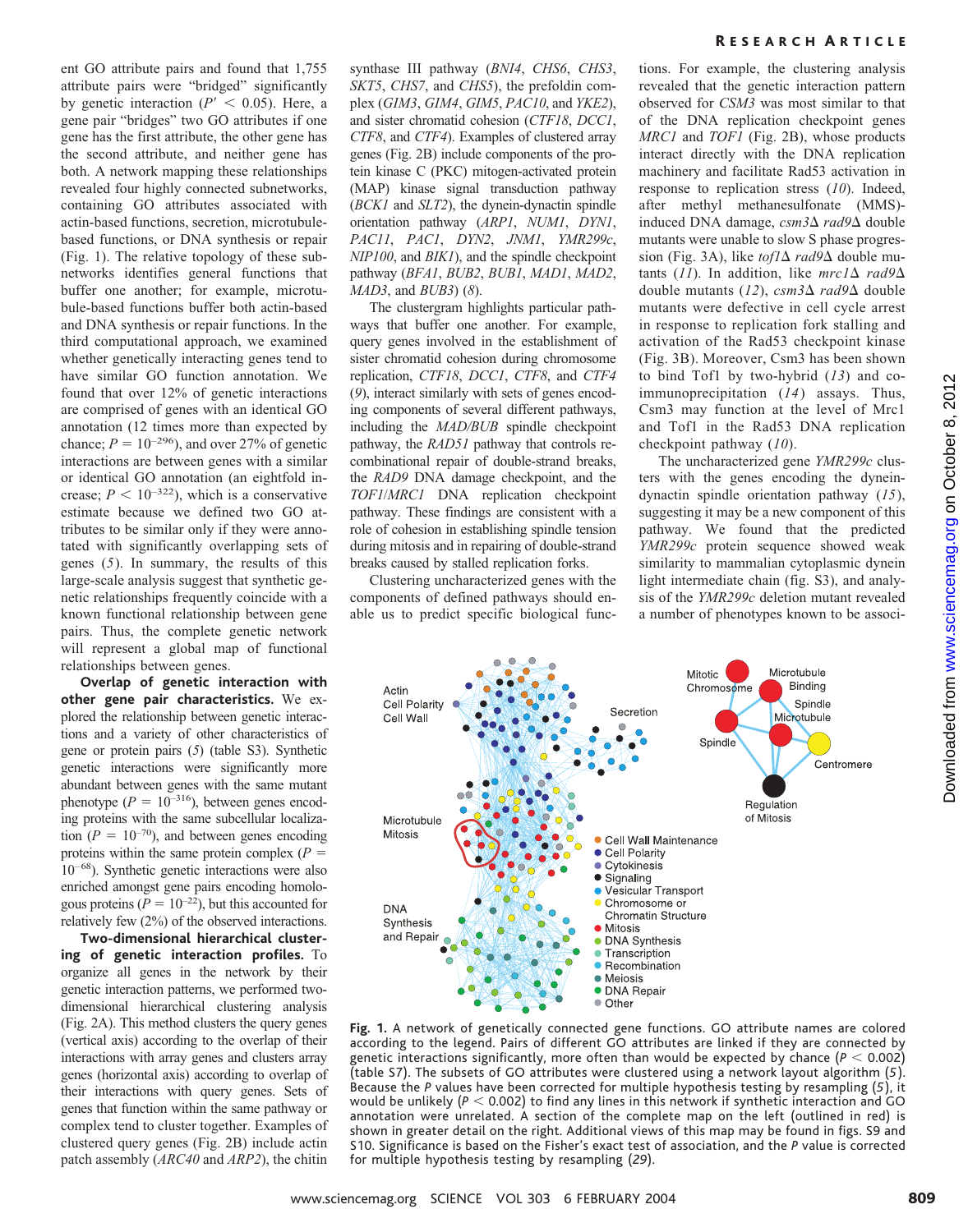ent GO attribute pairs and found that 1,755 attribute pairs were "bridged" significantly by genetic interaction ($P' < 0.05$). Here, a gene pair "bridges" two GO attributes if one gene has the first attribute, the other gene has the second attribute, and neither gene has both. A network mapping these relationships revealed four highly connected subnetworks, containing GO attributes associated with actin-based functions, secretion, microtubule-based functions, or DNA synthesis or repair (Fig. 1). The relative topology of these subnetworks identifies general functions that buffer one another; for example, microtubule-based functions buffer both actin-based and DNA synthesis or repair functions. In the third computational approach, we examined whether genetically interacting genes tend to have similar GO function annotation. We found that over 12% of genetic interactions are comprised of genes with an identical GO annotation (12 times more than expected by chance; $P = 10^{-296}$), and over 27% of genetic interactions are between genes with a similar or identical GO annotation (an eightfold increase; $P < 10^{-322}$), which is a conservative estimate because we defined two GO attributes to be similar only if they were annotated with significantly overlapping sets of genes (*5*). In summary, the results of this large-scale analysis suggest that synthetic genetic relationships frequently coincide with a known functional relationship between gene pairs. Thus, the complete genetic network will represent a global map of functional relationships between genes.

**Overlap of genetic interaction with other gene pair characteristics.** We explored the relationship between genetic interactions and a variety of other characteristics of gene or protein pairs (*5*) (table S3). Synthetic genetic interactions were significantly more abundant between genes with the same mutant phenotype ($P = 10^{-316}$), between genes encoding proteins with the same subcellular localization ($P = 10^{-70}$), and between genes encoding proteins within the same protein complex ($P = 10^{-68}$). Synthetic genetic interactions were also enriched amongst gene pairs encoding homologous proteins ($P = 10^{-22}$), but this accounted for relatively few (2%) of the observed interactions.

**Two-dimensional hierarchical clustering of genetic interaction profiles.** To organize all genes in the network by their genetic interaction patterns, we performed two-dimensional hierarchical clustering analysis (Fig. 2A). This method clusters the query genes (vertical axis) according to the overlap of their interactions with array genes and clusters array genes (horizontal axis) according to overlap of their interactions with query genes. Sets of genes that function within the same pathway or complex tend to cluster together. Examples of clustered query genes (Fig. 2B) include actin patch assembly (*ARC40* and *ARP2*), the chitin synthase III pathway (*BNI4*, *CHS6*, *CHS3*, *SKT5*, *CHS7*, and *CHS5*), the prefoldin complex (*GIM3*, *GIM4*, *GIM5*, *PAC10*, and *YKE2*), and sister chromatid cohesion (*CTF18*, *DCC1*, *CTF8*, and *CTF4*). Examples of clustered array genes (Fig. 2B) include components of the protein kinase C (PKC) mitogen-activated protein (MAP) kinase signal transduction pathway (*BCK1* and *SLT2*), the dynein-dynactin spindle orientation pathway (*ARP1*, *NUM1*, *DYN1*, *PAC11*, *PAC1*, *DYN2*, *JNM1*, *YMR299c*, *NIP100*, and *BIK1*), and the spindle checkpoint pathway (*BFA1*, *BUB2*, *BUB1*, *MAD1*, *MAD2*, *MAD3*, and *BUB3*) (*8*).

The clustergram highlights particular pathways that buffer one another. For example, query genes involved in the establishment of sister chromatid cohesion during chromosome replication, *CTF18*, *DCC1*, *CTF8*, and *CTF4* (*9*), interact similarly with sets of genes encoding components of several different pathways, including the *MAD/BUB* spindle checkpoint pathway, the *RAD51* pathway that controls recombinational repair of double-strand breaks, the *RAD9* DNA damage checkpoint, and the *TOF1/MRC1* DNA replication checkpoint pathway. These findings are consistent with a role of cohesion in establishing spindle tension during mitosis and in repairing of double-strand breaks caused by stalled replication forks.

Clustering uncharacterized genes with the components of defined pathways should enable us to predict specific biological functions. For example, the clustering analysis revealed that the genetic interaction pattern observed for *CSM3* was most similar to that of the DNA replication checkpoint genes *MRC1* and *TOF1* (Fig. 2B), whose products interact directly with the DNA replication machinery and facilitate Rad53 activation in response to replication stress (*10*). Indeed, after methyl methanesulfonate (MMS)-induced DNA damage, *csm3*Δ *rad9*Δ double mutants were unable to slow S phase progression (Fig. 3A), like *tof1*Δ *rad9*Δ double mutants (*11*). In addition, like *mrc1*Δ *rad9*Δ double mutants (*12*), *csm3*Δ *rad9*Δ double mutants were defective in cell cycle arrest in response to replication fork stalling and activation of the Rad53 checkpoint kinase (Fig. 3B). Moreover, Csm3 has been shown to bind Tof1 by two-hybrid (*13*) and coimmunoprecipitation (*14*) assays. Thus, Csm3 may function at the level of Mrc1 and Tof1 in the Rad53 DNA replication checkpoint pathway (*10*).

The uncharacterized gene *YMR299c* clusters with the genes encoding the dynein-dynactin spindle orientation pathway (*15*), suggesting it may be a new component of this pathway. We found that the predicted *YMR299c* protein sequence showed weak similarity to mammalian cytoplasmic dynein light intermediate chain (fig. S3), and analysis of the *YMR299c* deletion mutant revealed a number of phenotypes known to be associ-

**Fig. 1.** A network of genetically connected gene functions. GO attribute names are colored according to the legend. Pairs of different GO attributes are linked if they are connected by genetic interactions significantly, more often than would be expected by chance ($P < 0.002$) (table S7). The subsets of GO attributes were clustered using a network layout algorithm (*5*). Because the *P* values have been corrected for multiple hypothesis testing by resampling (*5*), it would be unlikely ($P < 0.002$) to find any lines in this network if synthetic interaction and GO annotation were unrelated. A section of the complete map on the left (outlined in red) is shown in greater detail on the right. Additional views of this map may be found in figs. S9 and S10. Significance is based on the Fisher's exact test of association, and the *P* value is corrected for multiple hypothesis testing by resampling (*29*).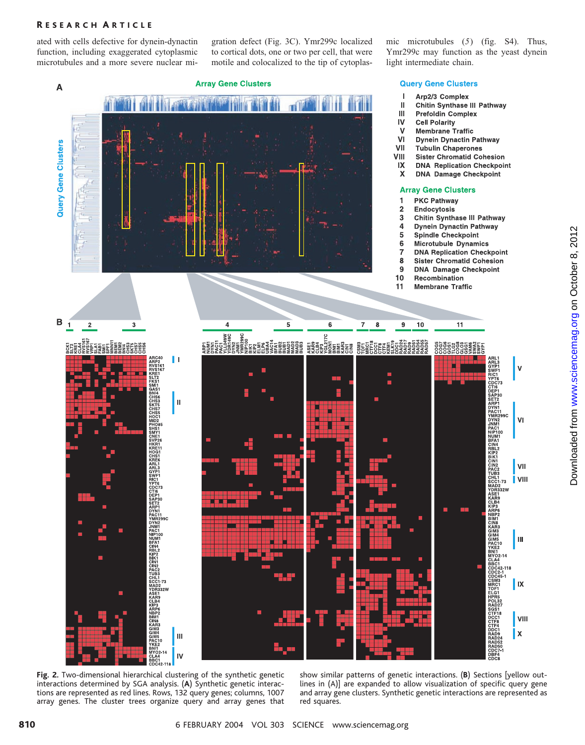ated with cells defective for dynein-dynactin function, including exaggerated cytoplasmic microtubules and a more severe nuclear migration defect (Fig. 3C). Ymr299c localized to cortical dots, one or two per cell, that were motile and colocalized to the tip of cytoplasmic microtubules (5) (fig. S4). Thus, Ymr299c may function as the yeast dynein light intermediate chain.

**Fig. 2.** Two-dimensional hierarchical clustering of the synthetic genetic interactions determined by SGA analysis. (**A**) Synthetic genetic interactions are represented as red lines. Rows, 132 query genes; columns, 1007 array genes. The cluster trees organize query and array genes that show similar patterns of genetic interactions. (**B**) Sections [yellow outlines in (A)] are expanded to allow visualization of specific query gene and array gene clusters. Synthetic genetic interactions are represented as red squares.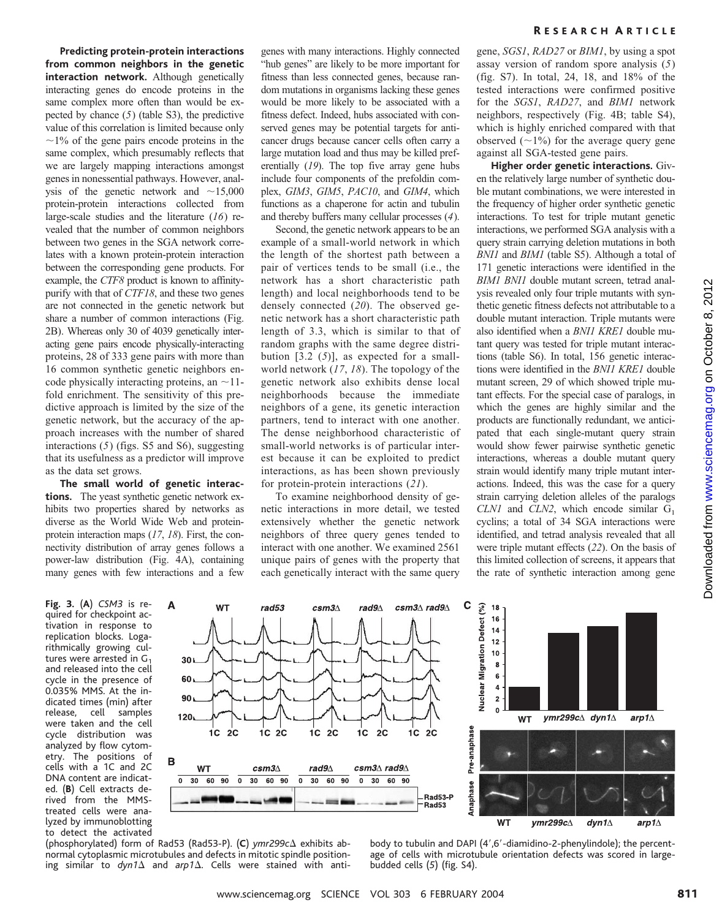**Predicting protein-protein interactions from common neighbors in the genetic interaction network.** Although genetically interacting genes do encode proteins in the same complex more often than would be expected by chance (*5*) (table S3), the predictive value of this correlation is limited because only ~1% of the gene pairs encode proteins in the same complex, which presumably reflects that we are largely mapping interactions amongst genes in nonessential pathways. However, analysis of the genetic network and ~15,000 protein-protein interactions collected from large-scale studies and the literature (*16*) revealed that the number of common neighbors between two genes in the SGA network correlates with a known protein-protein interaction between the corresponding gene products. For example, the *CTF8* product is known to affinity-purify with that of *CTF18*, and these two genes are not connected in the genetic network but share a number of common interactions (Fig. 2B). Whereas only 30 of 4039 genetically interacting gene pairs encode physically-interacting proteins, 28 of 333 gene pairs with more than 16 common synthetic genetic neighbors encode physically interacting proteins, an ~11-fold enrichment. The sensitivity of this predictive approach is limited by the size of the genetic network, but the accuracy of the approach increases with the number of shared interactions (*5*) (figs. S5 and S6), suggesting that its usefulness as a predictor will improve as the data set grows.

**The small world of genetic interactions.** The yeast synthetic genetic network exhibits two properties shared by networks as diverse as the World Wide Web and protein-protein interaction maps (*17*, *18*). First, the connectivity distribution of array genes follows a power-law distribution (Fig. 4A), containing many genes with few interactions and a few genes with many interactions. Highly connected "hub genes" are likely to be more important for fitness than less connected genes, because random mutations in organisms lacking these genes would be more likely to be associated with a fitness defect. Indeed, hubs associated with conserved genes may be potential targets for anticancer drugs because cancer cells often carry a large mutation load and thus may be killed preferentially (*19*). The top five array gene hubs include four components of the prefoldin complex, *GIM3*, *GIM5*, *PAC10*, and *GIM4*, which functions as a chaperone for actin and tubulin and thereby buffers many cellular processes (*4*).

Second, the genetic network appears to be an example of a small-world network in which the length of the shortest path between a pair of vertices tends to be small (i.e., the network has a short characteristic path length) and local neighborhoods tend to be densely connected (*20*). The observed genetic network has a short characteristic path length of 3.3, which is similar to that of random graphs with the same degree distribution [3.2 (*5*)], as expected for a small-world network (*17*, *18*). The topology of the genetic network also exhibits dense local neighborhoods because the immediate neighbors of a gene, its genetic interaction partners, tend to interact with one another. The dense neighborhood characteristic of small-world networks is of particular interest because it can be exploited to predict interactions, as has been shown previously for protein-protein interactions (*21*).

To examine neighborhood density of genetic interactions in more detail, we tested extensively whether the genetic network neighbors of three query genes tended to interact with one another. We examined 2561 unique pairs of genes with the property that each genetically interact with the same query gene, *SGS1*, *RAD27* or *BIM1*, by using a spot assay version of random spore analysis (*5*) (fig. S7). In total, 24, 18, and 18% of the tested interactions were confirmed positive for the *SGS1*, *RAD27*, and *BIM1* network neighbors, respectively (Fig. 4B; table S4), which is highly enriched compared with that observed (~1%) for the average query gene against all SGA-tested gene pairs.

**Higher order genetic interactions.** Given the relatively large number of synthetic double mutant combinations, we were interested in the frequency of higher order synthetic genetic interactions. To test for triple mutant genetic interactions, we performed SGA analysis with a query strain carrying deletion mutations in both *BNI1* and *BIM1* (table S5). Although a total of 171 genetic interactions were identified in the *BIM1 BNI1* double mutant screen, tetrad analysis revealed only four triple mutants with synthetic genetic fitness defects not attributable to a double mutant interaction. Triple mutants were also identified when a *BNI1 KRE1* double mutant query was tested for triple mutant interactions (table S6). In total, 156 genetic interactions were identified in the *BNI1 KRE1* double mutant screen, 29 of which showed triple mutant effects. For the special case of paralogs, in which the genes are highly similar and the products are functionally redundant, we anticipated that each single-mutant query strain would show fewer pairwise synthetic genetic interactions, whereas a double mutant query strain would identify many triple mutant interactions. Indeed, this was the case for a query strain carrying deletion alleles of the paralogs *CLN1* and *CLN2*, which encode similar $G_1$ cyclins; a total of 34 SGA interactions were identified, and tetrad analysis revealed that all were triple mutant effects (*22*). On the basis of this limited collection of screens, it appears that the rate of synthetic interaction among gene

**Fig. 3.** (**A**) *CSM3* is required for checkpoint activation in response to replication blocks. Logarithmically growing cultures were arrested in $G_1$ and released into the cell cycle in the presence of 0.035% MMS. At the indicated times (min) after release, cell samples were taken and the cell cycle distribution was analyzed by flow cytometry. The positions of cells with a 1C and 2C DNA content are indicated. (**B**) Cell extracts derived from the MMS-treated cells were analyzed by immunoblotting to detect the activated (phosphorylated) form of Rad53 (Rad53-P). (**C**) *ymr299c*Δ exhibits abnormal cytoplasmic microtubules and defects in mitotic spindle positioning similar to *dyn1*Δ and *arp1*Δ. Cells were stained with antibody to tubulin and DAPI (4′,6′-diamidino-2-phenylindole); the percentage of cells with microtubule orientation defects was scored in large-budded cells (*5*) (fig. S4).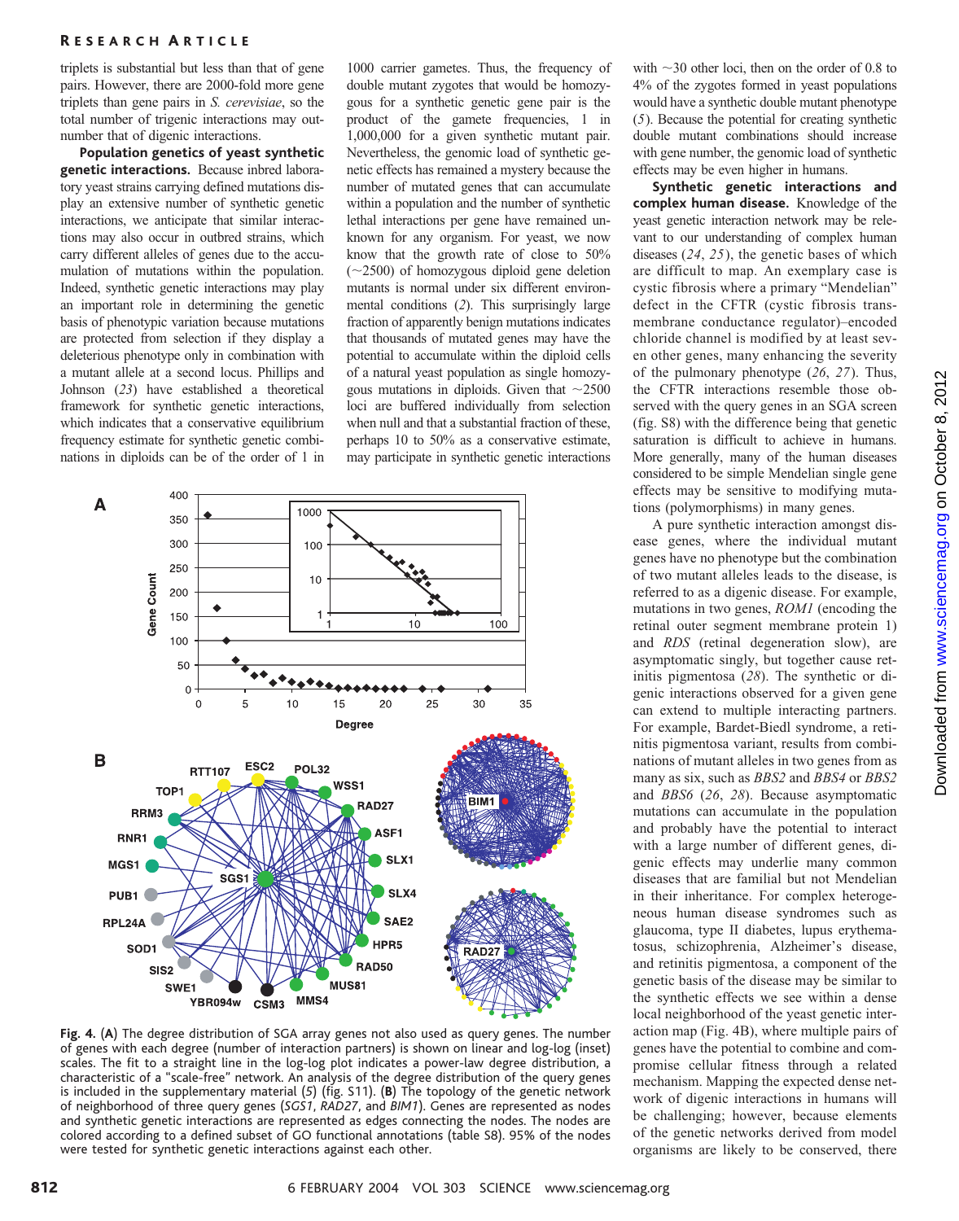triplets is substantial but less than that of gene pairs. However, there are 2000-fold more gene triplets than gene pairs in *S. cerevisiae*, so the total number of trigenic interactions may outnumber that of digenic interactions.

**Population genetics of yeast synthetic genetic interactions.** Because inbred laboratory yeast strains carrying defined mutations display an extensive number of synthetic genetic interactions, we anticipate that similar interactions may also occur in outbred strains, which carry different alleles of genes due to the accumulation of mutations within the population. Indeed, synthetic genetic interactions may play an important role in determining the genetic basis of phenotypic variation because mutations are protected from selection if they display a deleterious phenotype only in combination with a mutant allele at a second locus. Phillips and Johnson (*23*) have established a theoretical framework for synthetic genetic interactions, which indicates that a conservative equilibrium frequency estimate for synthetic genetic combinations in diploids can be of the order of 1 in 1000 carrier gametes. Thus, the frequency of double mutant zygotes that would be homozygous for a synthetic genetic gene pair is the product of the gamete frequencies, 1 in 1,000,000 for a given synthetic mutant pair. Nevertheless, the genomic load of synthetic genetic effects has remained a mystery because the number of mutated genes that can accumulate within a population and the number of synthetic lethal interactions per gene have remained unknown for any organism. For yeast, we now know that the growth rate of close to 50% (~2500) of homozygous diploid gene deletion mutants is normal under six different environmental conditions (*2*). This surprisingly large fraction of apparently benign mutations indicates that thousands of mutated genes may have the potential to accumulate within the diploid cells of a natural yeast population as single homozygous mutations in diploids. Given that ~2500 loci are buffered individually from selection when null and that a substantial fraction of these, perhaps 10 to 50% as a conservative estimate, may participate in synthetic genetic interactions with ~30 other loci, then on the order of 0.8 to 4% of the zygotes formed in yeast populations would have a synthetic double mutant phenotype (*5*). Because the potential for creating synthetic double mutant combinations should increase with gene number, the genomic load of synthetic effects may be even higher in humans.

**Synthetic genetic interactions and complex human disease.** Knowledge of the yeast genetic interaction network may be relevant to our understanding of complex human diseases (*24*, *25*), the genetic bases of which are difficult to map. An exemplary case is cystic fibrosis where a primary "Mendelian" defect in the CFTR (cystic fibrosis transmembrane conductance regulator)–encoded chloride channel is modified by at least seven other genes, many enhancing the severity of the pulmonary phenotype (*26*, *27*). Thus, the CFTR interactions resemble those observed with the query genes in an SGA screen (fig. S8) with the difference being that genetic saturation is difficult to achieve in humans. More generally, many of the human diseases considered to be simple Mendelian single gene effects may be sensitive to modifying mutations (polymorphisms) in many genes.

A pure synthetic interaction amongst disease genes, where the individual mutant genes have no phenotype but the combination of two mutant alleles leads to the disease, is referred to as a digenic disease. For example, mutations in two genes, *ROM1* (encoding the retinal outer segment membrane protein 1) and *RDS* (retinal degeneration slow), are asymptomatic singly, but together cause retinitis pigmentosa (*28*). The synthetic or digenic interactions observed for a given gene can extend to multiple interacting partners. For example, Bardet-Biedl syndrome, a retinitis pigmentosa variant, results from combinations of mutant alleles in two genes from as many as six, such as *BBS2* and *BBS4* or *BBS2* and *BBS6* (*26*, *28*). Because asymptomatic mutations can accumulate in the population and probably have the potential to interact with a large number of different genes, digenic effects may underlie many common diseases that are familial but not Mendelian in their inheritance. For complex heterogeneous human disease syndromes such as glaucoma, type II diabetes, lupus erythematosus, schizophrenia, Alzheimer's disease, and retinitis pigmentosa, a component of the genetic basis of the disease may be similar to the synthetic effects we see within a dense local neighborhood of the yeast genetic interaction map (Fig. 4B), where multiple pairs of genes have the potential to combine and compromise cellular fitness through a related mechanism. Mapping the expected dense network of digenic interactions in humans will be challenging; however, because elements of the genetic networks derived from model organisms are likely to be conserved, there

**Fig. 4.** (**A**) The degree distribution of SGA array genes not also used as query genes. The number of genes with each degree (number of interaction partners) is shown on linear and log-log (inset) scales. The fit to a straight line in the log-log plot indicates a power-law degree distribution, a characteristic of a "scale-free" network. An analysis of the degree distribution of the query genes is included in the supplementary material (*5*) (fig. S11). (**B**) The topology of the genetic network of neighborhood of three query genes (*SGS1*, *RAD27*, and *BIM1*). Genes are represented as nodes and synthetic genetic interactions are represented as edges connecting the nodes. The nodes are colored according to a defined subset of GO functional annotations (table S8). 95% of the nodes were tested for synthetic genetic interactions against each other.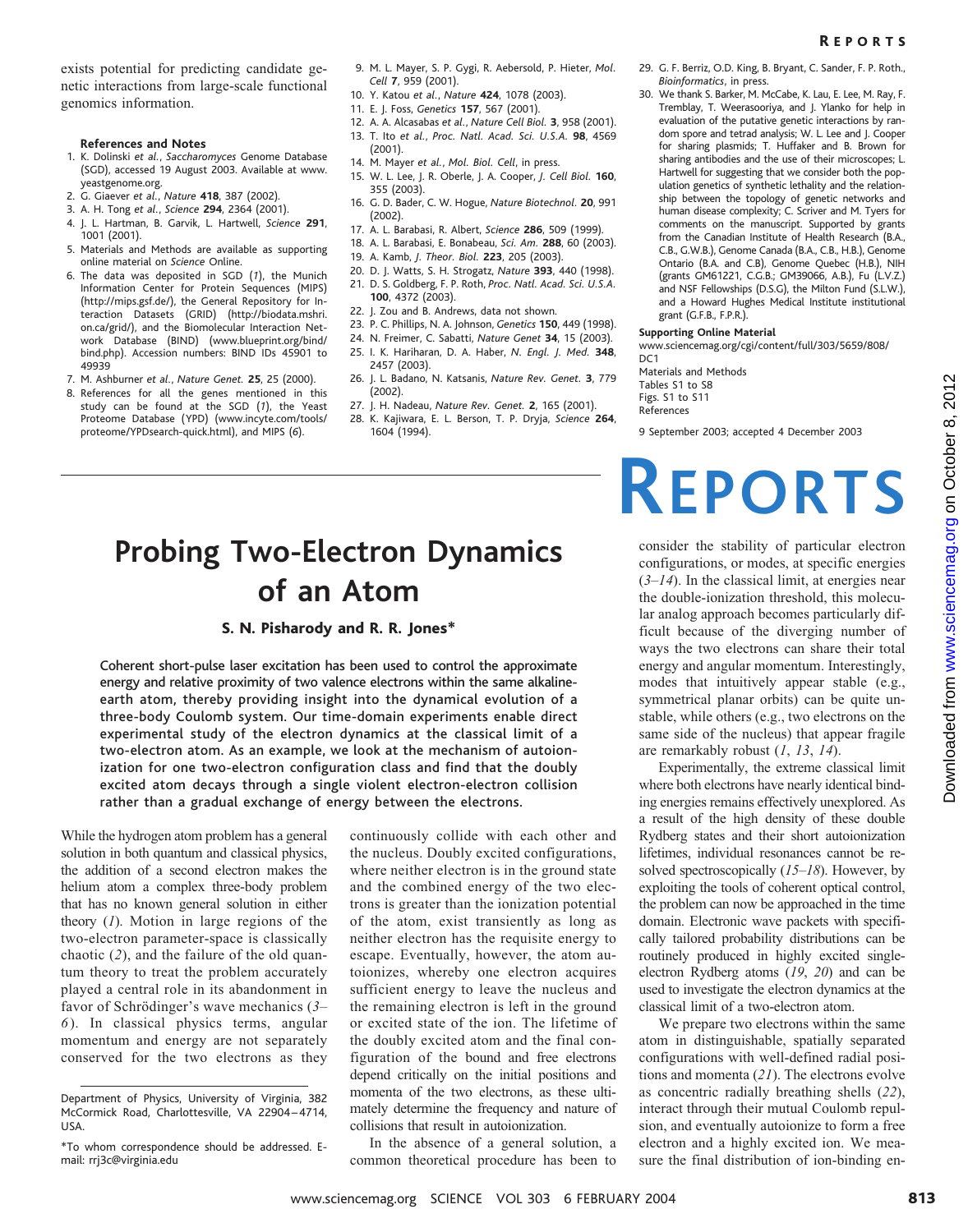exists potential for predicting candidate genetic interactions from large-scale functional genomics information.

### References and Notes

1. K. Dolinski *et al.*, *Saccharomyces* Genome Database (SGD), accessed 19 August 2003. Available at www.yeastgenome.org.
2. G. Giaever *et al.*, *Nature* **418**, 387 (2002).
3. A. H. Tong *et al.*, *Science* **294**, 2364 (2001).
4. J. L. Hartman, B. Garvik, L. Hartwell, *Science* **291**, 1001 (2001).
5. Materials and Methods are available as supporting online material on *Science* Online.
6. The data was deposited in SGD (*1*), the Munich Information Center for Protein Sequences (MIPS) (http://mips.gsf.de/), the General Repository for Interaction Datasets (GRID) (http://biodata.mshri.on.ca/grid/), and the Biomolecular Interaction Network Database (BIND) (www.blueprint.org/bind/bind.php). Accession numbers: BIND IDs 45901 to 49939
7. M. Ashburner *et al.*, *Nature Genet.* **25**, 25 (2000).
8. References for all the genes mentioned in this study can be found at the SGD (*1*), the Yeast Proteome Database (YPD) (www.incyte.com/tools/proteome/YPDsearch-quick.html), and MIPS (*6*).
9. M. L. Mayer, S. P. Gygi, R. Aebersold, P. Hieter, *Mol. Cell* **7**, 959 (2001).
10. Y. Katou *et al.*, *Nature* **424**, 1078 (2003).
11. E. J. Foss, *Genetics* **157**, 567 (2001).
12. A. A. Alcasabas *et al.*, *Nature Cell Biol.* **3**, 958 (2001).
13. T. Ito *et al.*, *Proc. Natl. Acad. Sci. U.S.A.* **98**, 4569 (2001).
14. M. Mayer *et al.*, *Mol. Biol. Cell*, in press.
15. W. L. Lee, J. R. Oberle, J. A. Cooper, *J. Cell Biol.* **160**, 355 (2003).
16. G. D. Bader, C. W. Hogue, *Nature Biotechnol*. **20**, 991 (2002).
17. A. L. Barabasi, R. Albert, *Science* **286**, 509 (1999).
18. A. L. Barabasi, E. Bonabeau, *Sci. Am.* **288**, 60 (2003).
19. A. Kamb, *J. Theor. Biol.* **223**, 205 (2003).
20. D. J. Watts, S. H. Strogatz, *Nature* **393**, 440 (1998).
21. D. S. Goldberg, F. P. Roth, *Proc. Natl. Acad. Sci. U.S.A.* **100**, 4372 (2003).
22. J. Zou and B. Andrews, data not shown.
23. P. C. Phillips, N. A. Johnson, *Genetics* **150**, 449 (1998).
24. N. Freimer, C. Sabatti, *Nature Genet* **34**, 15 (2003).
25. I. K. Hariharan, D. A. Haber, *N. Engl. J. Med.* **348**, 2457 (2003).
26. J. L. Badano, N. Katsanis, *Nature Rev. Genet*. **3**, 779 (2002).
27. J. H. Nadeau, *Nature Rev. Genet.* **2**, 165 (2001).
28. K. Kajiwara, E. L. Berson, T. P. Dryja, *Science* **264**, 1604 (1994).
29. G. F. Berriz, O.D. King, B. Bryant, C. Sander, F. P. Roth., *Bioinformatics*, in press.
30. We thank S. Barker, M. McCabe, K. Lau, E. Lee, M. Ray, F. Tremblay, T. Weerasooriya, and J. Ylanko for help in evaluation of the putative genetic interactions by random spore and tetrad analysis; W. L. Lee and J. Cooper for sharing plasmids; T. Huffaker and B. Brown for sharing antibodies and the use of their microscopes; L. Hartwell for suggesting that we consider both the population genetics of synthetic lethality and the relationship between the topology of genetic networks and human disease complexity; C. Scriver and M. Tyers for comments on the manuscript. Supported by grants from the Canadian Institute of Health Research (B.A., C.B., G.W.B.), Genome Canada (B.A., C.B., H.B.), Genome Ontario (B.A. and C.B), Genome Quebec (H.B.), NIH (grants GM61221, C.G.B.; GM39066, A.B.), Fu (L.V.Z.) and NSF Fellowships (D.S.G), the Milton Fund (S.L.W.), and a Howard Hughes Medical Institute institutional grant (G.F.B., F.P.R.).

**Supporting Online Material**

www.sciencemag.org/cgi/content/full/303/5659/808/DC1
Materials and Methods
Tables S1 to S8
Figs. S1 to S11
References

9 September 2003; accepted 4 December 2003

# REPORTS

## Probing Two-Electron Dynamics of an Atom

**S. N. Pisharody and R. R. Jones***

**Coherent short-pulse laser excitation has been used to control the approximate energy and relative proximity of two valence electrons within the same alkaline-earth atom, thereby providing insight into the dynamical evolution of a three-body Coulomb system. Our time-domain experiments enable direct experimental study of the electron dynamics at the classical limit of a two-electron atom. As an example, we look at the mechanism of autoionization for one two-electron configuration class and find that the doubly excited atom decays through a single violent electron-electron collision rather than a gradual exchange of energy between the electrons.**

While the hydrogen atom problem has a general solution in both quantum and classical physics, the addition of a second electron makes the helium atom a complex three-body problem that has no known general solution in either theory (*1*). Motion in large regions of the two-electron parameter-space is classically chaotic (*2*), and the failure of the old quantum theory to treat the problem accurately played a central role in its abandonment in favor of Schrödinger's wave mechanics (*3–6*). In classical physics terms, angular momentum and energy are not separately conserved for the two electrons as they continuously collide with each other and the nucleus. Doubly excited configurations, where neither electron is in the ground state and the combined energy of the two electrons is greater than the ionization potential of the atom, exist transiently as long as neither electron has the requisite energy to escape. Eventually, however, the atom autoionizes, whereby one electron acquires sufficient energy to leave the nucleus and the remaining electron is left in the ground or excited state of the ion. The lifetime of the doubly excited atom and the final configuration of the bound and free electrons depend critically on the initial positions and momenta of the two electrons, as these ultimately determine the frequency and nature of collisions that result in autoionization.

In the absence of a general solution, a common theoretical procedure has been to consider the stability of particular electron configurations, or modes, at specific energies (*3–14*). In the classical limit, at energies near the double-ionization threshold, this molecular analog approach becomes particularly difficult because of the diverging number of ways the two electrons can share their total energy and angular momentum. Interestingly, modes that intuitively appear stable (e.g., symmetrical planar orbits) can be quite unstable, while others (e.g., two electrons on the same side of the nucleus) that appear fragile are remarkably robust (*1*, *13*, *14*).

Experimentally, the extreme classical limit where both electrons have nearly identical binding energies remains effectively unexplored. As a result of the high density of these double Rydberg states and their short autoionization lifetimes, individual resonances cannot be resolved spectroscopically (*15–18*). However, by exploiting the tools of coherent optical control, the problem can now be approached in the time domain. Electronic wave packets with specifically tailored probability distributions can be routinely produced in highly excited single-electron Rydberg atoms (*19*, *20*) and can be used to investigate the electron dynamics at the classical limit of a two-electron atom.

We prepare two electrons within the same atom in distinguishable, spatially separated configurations with well-defined radial positions and momenta (*21*). The electrons evolve as concentric radially breathing shells (*22*), interact through their mutual Coulomb repulsion, and eventually autoionize to form a free electron and a highly excited ion. We measure the final distribution of ion-binding en-

Department of Physics, University of Virginia, 382 McCormick Road, Charlottesville, VA 22904–4714, USA.

*To whom correspondence should be addressed. E-mail: rrj3c@virginia.edu